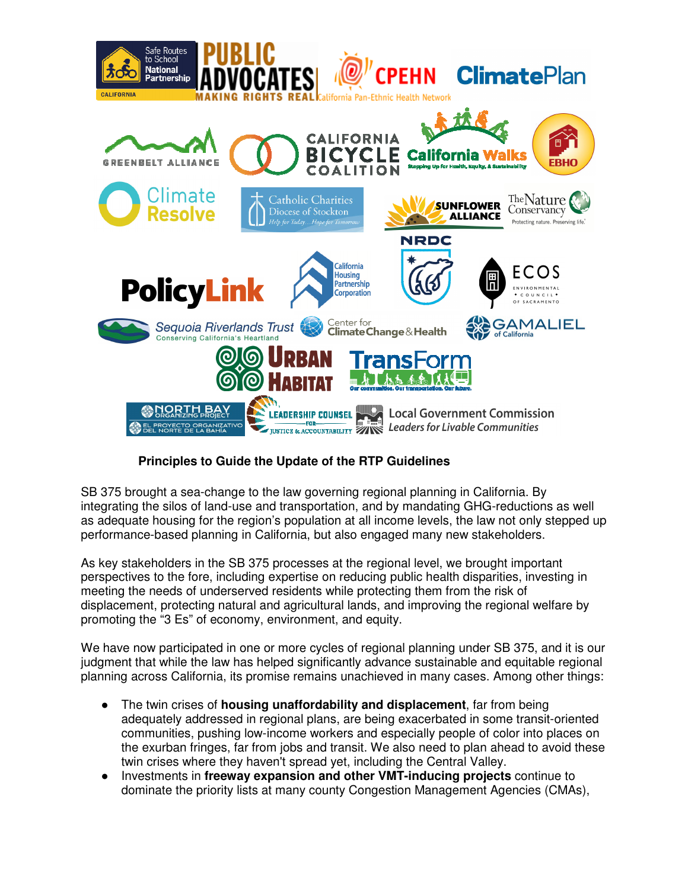## Principles to Guide the Update of the RTP Guidelines

SB 375 brought a sea-change to the law governing regional planning in California. By integrating the silos of land-use and transportation, and by mandating GHG-reductions as well as adequate housing for the region's population at all income levels, the law not only stepped up performance-based planning in California, but also engaged many new stakeholders.

As key stakeholders in the SB 375 processes at the regional level, we brought important perspectives to the fore, including expertise on reducing public health disparities, investing in meeting the needs of underserved residents while protecting them from the risk of displacement, protecting natural and agricultural lands, and improving the regional welfare by promoting the "3 Es" of economy, environment, and equity.

We have now participated in one or more cycles of regional planning under SB 375, and it is our judgment that while the law has helped significantly advance sustainable and equitable regional planning across California, its promise remains unachieved in many cases. Among other things:

- The twin crises of **housing unaffordability and displacement**, far from being adequately addressed in regional plans, are being exacerbated in some transit-oriented communities, pushing low-income workers and especially people of color into places on the exurban fringes, far from jobs and transit. We also need to plan ahead to avoid these twin crises where they haven't spread yet, including the Central Valley.
- Investments in **freeway expansion and other VMT-inducing projects** continue to dominate the priority lists at many county Congestion Management Agencies (CMAs),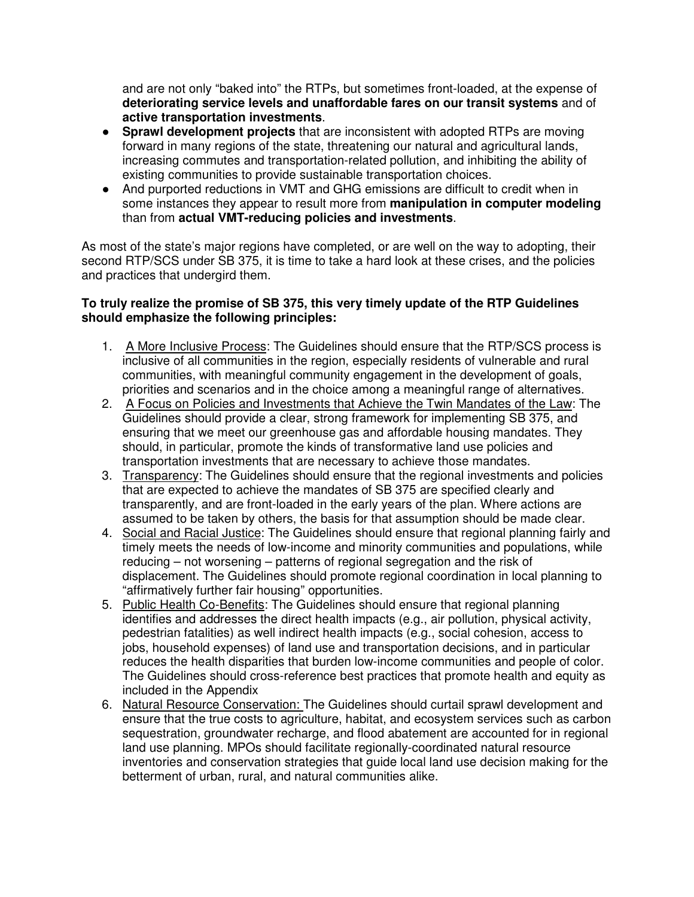and are not only "baked into" the RTPs, but sometimes front-loaded, at the expense of **deteriorating service levels and unaffordable fares on our transit systems** and of **active transportation investments**.

- **Sprawl development projects** that are inconsistent with adopted RTPs are moving forward in many regions of the state, threatening our natural and agricultural lands, increasing commutes and transportation-related pollution, and inhibiting the ability of existing communities to provide sustainable transportation choices.
- And purported reductions in VMT and GHG emissions are difficult to credit when in some instances they appear to result more from **manipulation in computer modeling** than from **actual VMT-reducing policies and investments**.

As most of the state's major regions have completed, or are well on the way to adopting, their second RTP/SCS under SB 375, it is time to take a hard look at these crises, and the policies and practices that undergird them.

**To truly realize the promise of SB 375, this very timely update of the RTP Guidelines should emphasize the following principles:**

1. A More Inclusive Process: The Guidelines should ensure that the RTP/SCS process is inclusive of all communities in the region, especially residents of vulnerable and rural communities, with meaningful community engagement in the development of goals, priorities and scenarios and in the choice among a meaningful range of alternatives.
2. A Focus on Policies and Investments that Achieve the Twin Mandates of the Law: The Guidelines should provide a clear, strong framework for implementing SB 375, and ensuring that we meet our greenhouse gas and affordable housing mandates. They should, in particular, promote the kinds of transformative land use policies and transportation investments that are necessary to achieve those mandates.
3. Transparency: The Guidelines should ensure that the regional investments and policies that are expected to achieve the mandates of SB 375 are specified clearly and transparently, and are front-loaded in the early years of the plan. Where actions are assumed to be taken by others, the basis for that assumption should be made clear.
4. Social and Racial Justice: The Guidelines should ensure that regional planning fairly and timely meets the needs of low-income and minority communities and populations, while reducing – not worsening – patterns of regional segregation and the risk of displacement. The Guidelines should promote regional coordination in local planning to "affirmatively further fair housing" opportunities.
5. Public Health Co-Benefits: The Guidelines should ensure that regional planning identifies and addresses the direct health impacts (e.g., air pollution, physical activity, pedestrian fatalities) as well indirect health impacts (e.g., social cohesion, access to jobs, household expenses) of land use and transportation decisions, and in particular reduces the health disparities that burden low-income communities and people of color. The Guidelines should cross-reference best practices that promote health and equity as included in the Appendix
6. Natural Resource Conservation: The Guidelines should curtail sprawl development and ensure that the true costs to agriculture, habitat, and ecosystem services such as carbon sequestration, groundwater recharge, and flood abatement are accounted for in regional land use planning. MPOs should facilitate regionally-coordinated natural resource inventories and conservation strategies that guide local land use decision making for the betterment of urban, rural, and natural communities alike.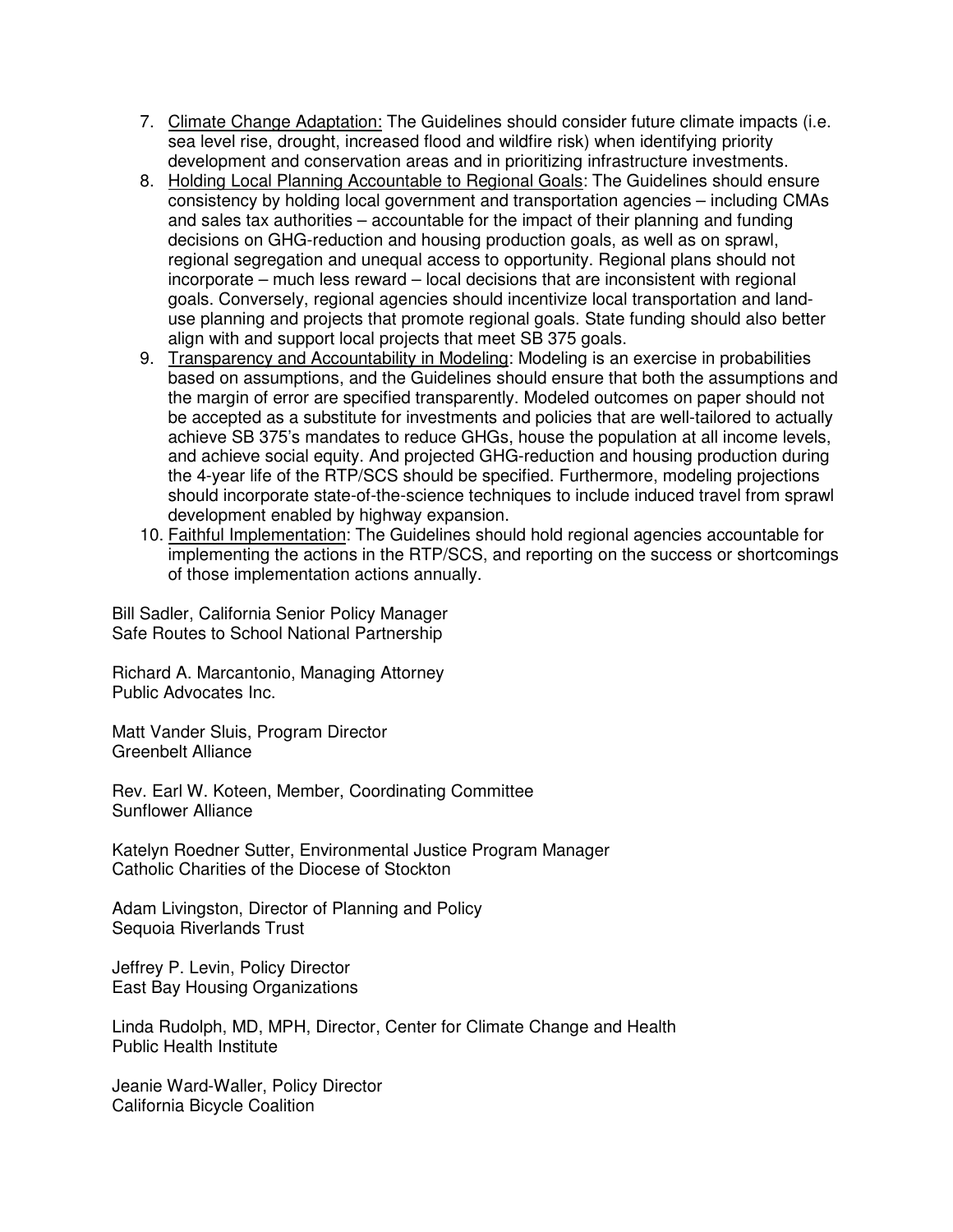7. <u>Climate Change Adaptation:</u> The Guidelines should consider future climate impacts (i.e. sea level rise, drought, increased flood and wildfire risk) when identifying priority development and conservation areas and in prioritizing infrastructure investments.
8. <u>Holding Local Planning Accountable to Regional Goals</u>: The Guidelines should ensure consistency by holding local government and transportation agencies – including CMAs and sales tax authorities – accountable for the impact of their planning and funding decisions on GHG-reduction and housing production goals, as well as on sprawl, regional segregation and unequal access to opportunity. Regional plans should not incorporate – much less reward – local decisions that are inconsistent with regional goals. Conversely, regional agencies should incentivize local transportation and land-use planning and projects that promote regional goals. State funding should also better align with and support local projects that meet SB 375 goals.
9. <u>Transparency and Accountability in Modeling</u>: Modeling is an exercise in probabilities based on assumptions, and the Guidelines should ensure that both the assumptions and the margin of error are specified transparently. Modeled outcomes on paper should not be accepted as a substitute for investments and policies that are well-tailored to actually achieve SB 375's mandates to reduce GHGs, house the population at all income levels, and achieve social equity. And projected GHG-reduction and housing production during the 4-year life of the RTP/SCS should be specified. Furthermore, modeling projections should incorporate state-of-the-science techniques to include induced travel from sprawl development enabled by highway expansion.
10. <u>Faithful Implementation</u>: The Guidelines should hold regional agencies accountable for implementing the actions in the RTP/SCS, and reporting on the success or shortcomings of those implementation actions annually.

Bill Sadler, California Senior Policy Manager
Safe Routes to School National Partnership

Richard A. Marcantonio, Managing Attorney
Public Advocates Inc.

Matt Vander Sluis, Program Director
Greenbelt Alliance

Rev. Earl W. Koteen, Member, Coordinating Committee
Sunflower Alliance

Katelyn Roedner Sutter, Environmental Justice Program Manager
Catholic Charities of the Diocese of Stockton

Adam Livingston, Director of Planning and Policy
Sequoia Riverlands Trust

Jeffrey P. Levin, Policy Director
East Bay Housing Organizations

Linda Rudolph, MD, MPH, Director, Center for Climate Change and Health
Public Health Institute

Jeanie Ward-Waller, Policy Director
California Bicycle Coalition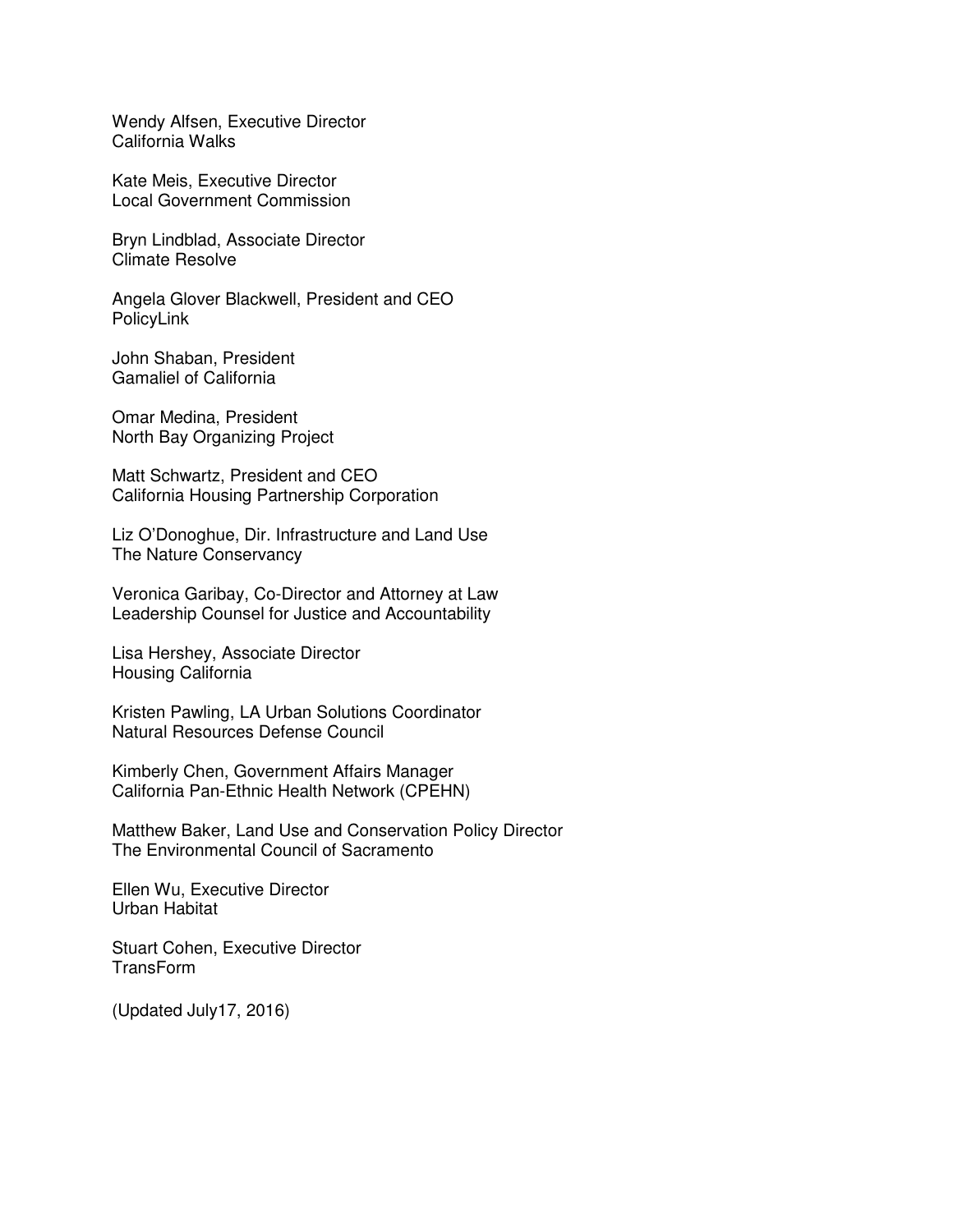Wendy Alfsen, Executive Director
California Walks

Kate Meis, Executive Director
Local Government Commission

Bryn Lindblad, Associate Director
Climate Resolve

Angela Glover Blackwell, President and CEO
PolicyLink

John Shaban, President
Gamaliel of California

Omar Medina, President
North Bay Organizing Project

Matt Schwartz, President and CEO
California Housing Partnership Corporation

Liz O'Donoghue, Dir. Infrastructure and Land Use
The Nature Conservancy

Veronica Garibay, Co-Director and Attorney at Law
Leadership Counsel for Justice and Accountability

Lisa Hershey, Associate Director
Housing California

Kristen Pawling, LA Urban Solutions Coordinator
Natural Resources Defense Council

Kimberly Chen, Government Affairs Manager
California Pan-Ethnic Health Network (CPEHN)

Matthew Baker, Land Use and Conservation Policy Director
The Environmental Council of Sacramento

Ellen Wu, Executive Director
Urban Habitat

Stuart Cohen, Executive Director
TransForm

(Updated July17, 2016)